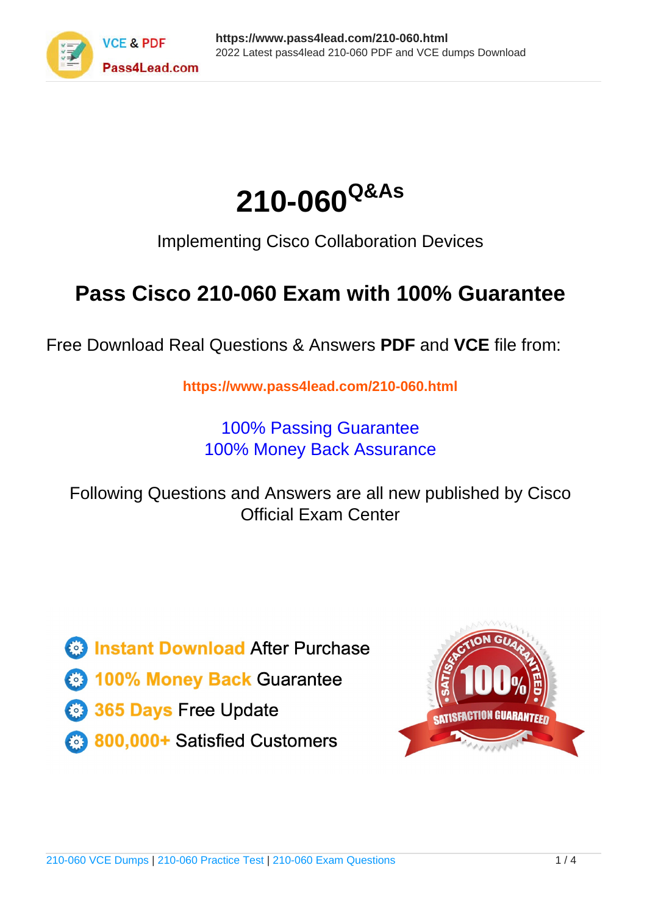# 210-060^Q&As

Implementing Cisco Collaboration Devices

## Pass Cisco 210-060 Exam with 100% Guarantee

Free Download Real Questions & Answers **PDF** and **VCE** file from:

**https://www.pass4lead.com/210-060.html**

100% Passing Guarantee
100% Money Back Assurance

Following Questions and Answers are all new published by Cisco Official Exam Center

- **Instant Download** After Purchase
- **100% Money Back** Guarantee
- **365 Days** Free Update
- **800,000+** Satisfied Customers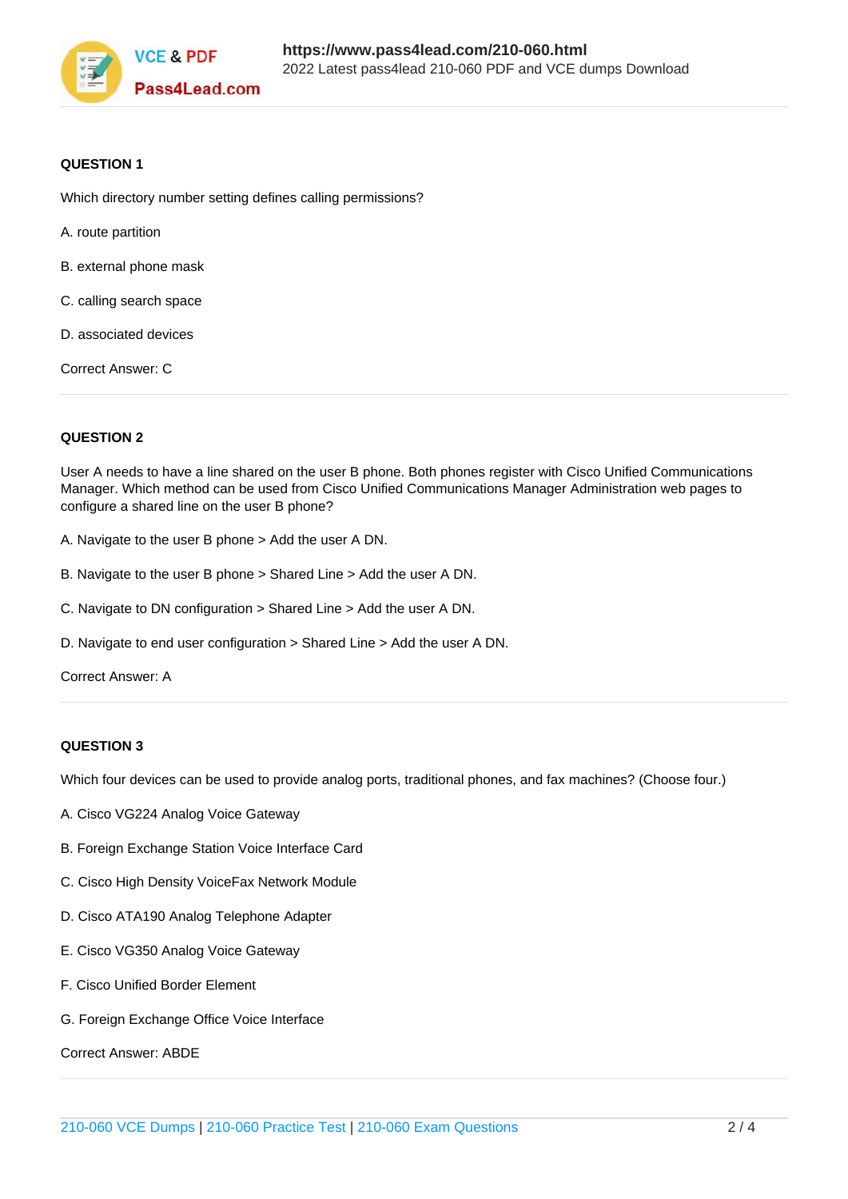**QUESTION 1**

Which directory number setting defines calling permissions?

A. route partition

B. external phone mask

C. calling search space

D. associated devices

Correct Answer: C

---

**QUESTION 2**

User A needs to have a line shared on the user B phone. Both phones register with Cisco Unified Communications Manager. Which method can be used from Cisco Unified Communications Manager Administration web pages to configure a shared line on the user B phone?

A. Navigate to the user B phone > Add the user A DN.

B. Navigate to the user B phone > Shared Line > Add the user A DN.

C. Navigate to DN configuration > Shared Line > Add the user A DN.

D. Navigate to end user configuration > Shared Line > Add the user A DN.

Correct Answer: A

---

**QUESTION 3**

Which four devices can be used to provide analog ports, traditional phones, and fax machines? (Choose four.)

A. Cisco VG224 Analog Voice Gateway

B. Foreign Exchange Station Voice Interface Card

C. Cisco High Density VoiceFax Network Module

D. Cisco ATA190 Analog Telephone Adapter

E. Cisco VG350 Analog Voice Gateway

F. Cisco Unified Border Element

G. Foreign Exchange Office Voice Interface

Correct Answer: ABDE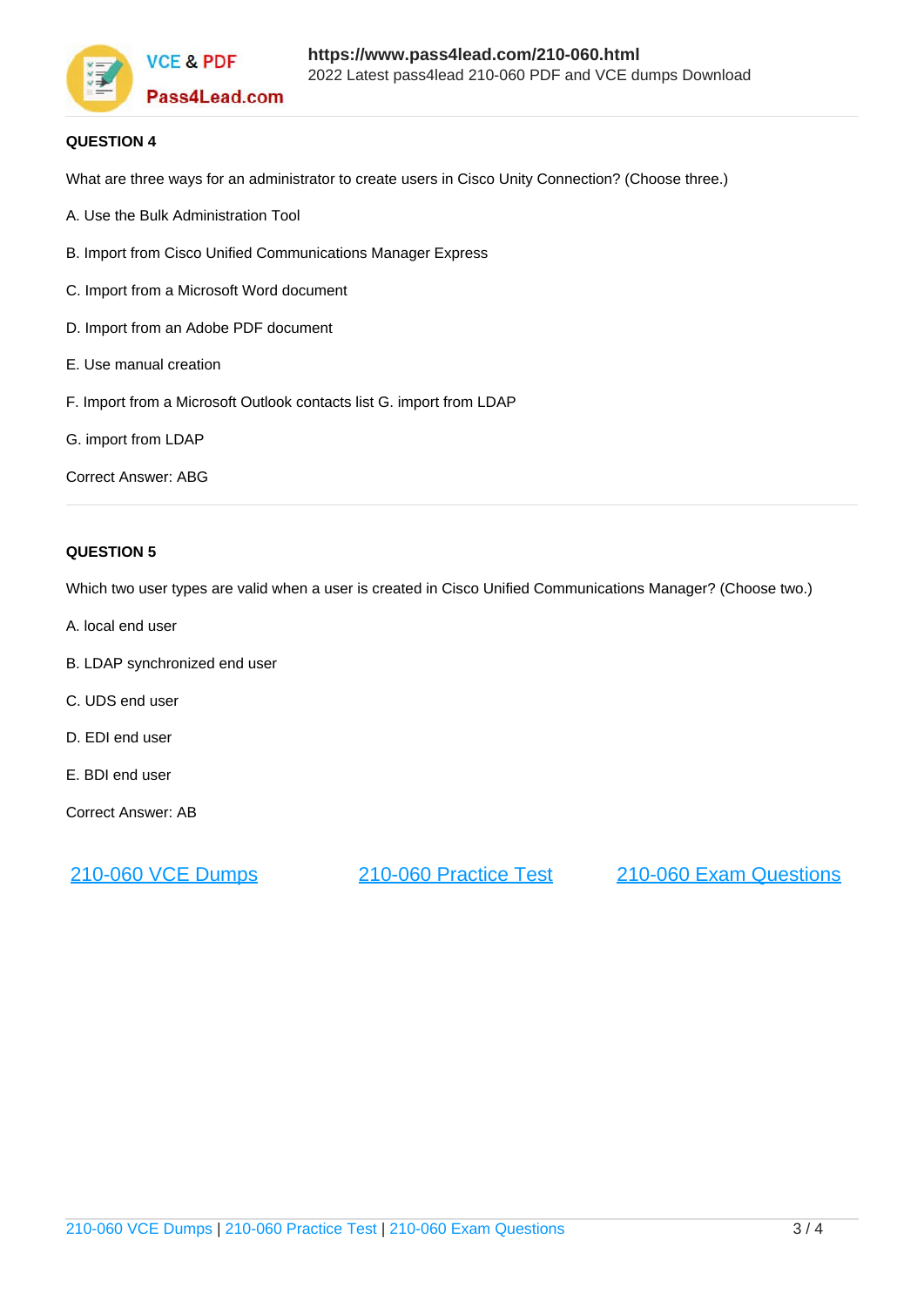**QUESTION 4**

What are three ways for an administrator to create users in Cisco Unity Connection? (Choose three.)

A. Use the Bulk Administration Tool

B. Import from Cisco Unified Communications Manager Express

C. Import from a Microsoft Word document

D. Import from an Adobe PDF document

E. Use manual creation

F. Import from a Microsoft Outlook contacts list G. import from LDAP

G. import from LDAP

Correct Answer: ABG

---

**QUESTION 5**

Which two user types are valid when a user is created in Cisco Unified Communications Manager? (Choose two.)

A. local end user

B. LDAP synchronized end user

C. UDS end user

D. EDI end user

E. BDI end user

Correct Answer: AB

[210-060 VCE Dumps](https://www.pass4lead.com/210-060.html) [210-060 Practice Test](https://www.pass4lead.com/210-060.html) [210-060 Exam Questions](https://www.pass4lead.com/210-060.html)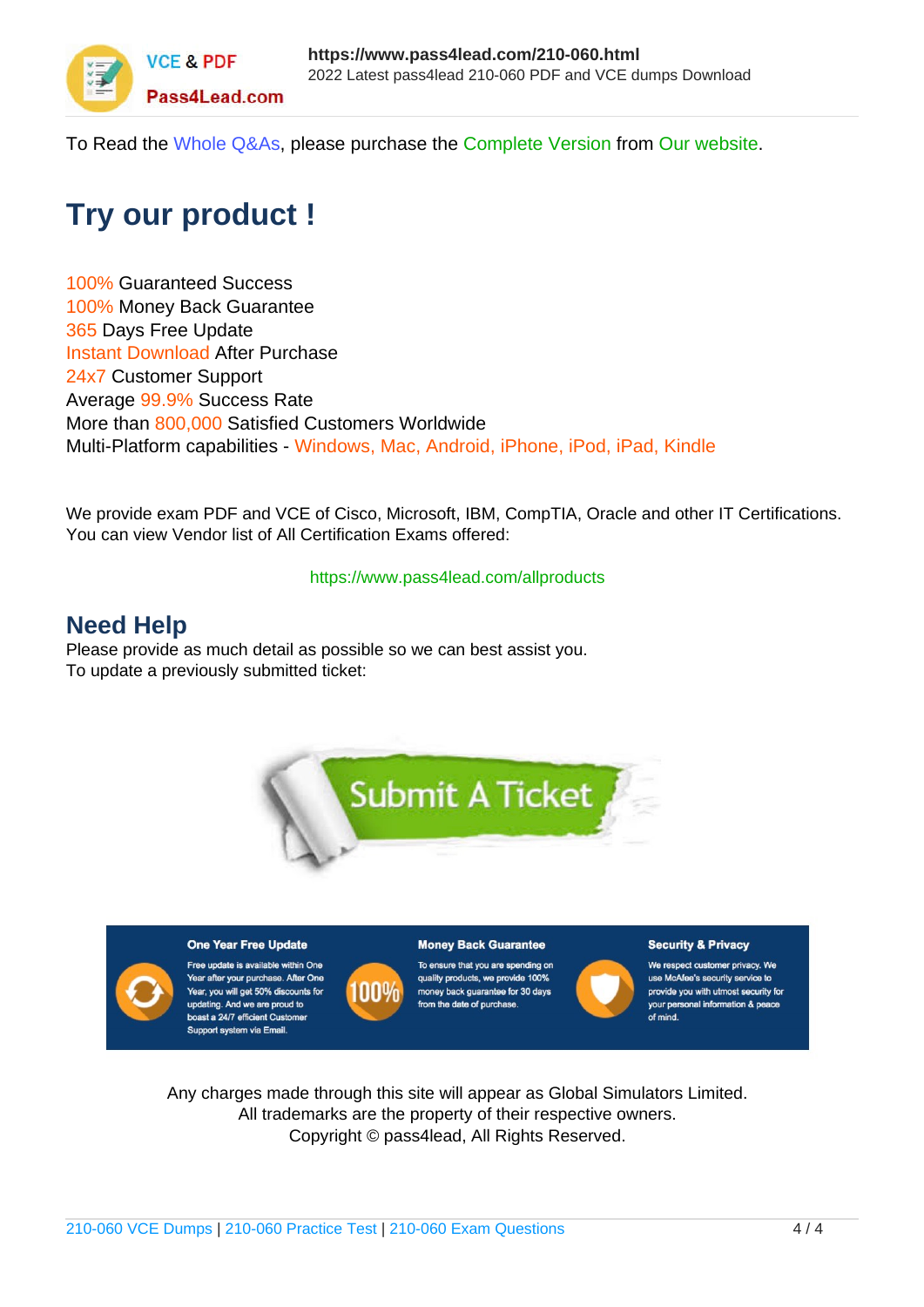To Read the Whole Q&As, please purchase the Complete Version from Our website.

# Try our product !

100% Guaranteed Success
100% Money Back Guarantee
365 Days Free Update
Instant Download After Purchase
24x7 Customer Support
Average 99.9% Success Rate
More than 800,000 Satisfied Customers Worldwide
Multi-Platform capabilities - Windows, Mac, Android, iPhone, iPod, iPad, Kindle

We provide exam PDF and VCE of Cisco, Microsoft, IBM, CompTIA, Oracle and other IT Certifications.
You can view Vendor list of All Certification Exams offered:

https://www.pass4lead.com/allproducts

## Need Help

Please provide as much detail as possible so we can best assist you.
To update a previously submitted ticket:

Submit A Ticket

**One Year Free Update**
Free update is available within One Year after your purchase. After One Year, you will get 50% discounts for updating. And we are proud to boast a 24/7 efficient Customer Support system via Email.

**Money Back Guarantee**
To ensure that you are spending on quality products, we provide 100% money back guarantee for 30 days from the date of purchase.

**Security & Privacy**
We respect customer privacy. We use McAfee's security service to provide you with utmost security for your personal information & peace of mind.

Any charges made through this site will appear as Global Simulators Limited.
All trademarks are the property of their respective owners.
Copyright © pass4lead, All Rights Reserved.